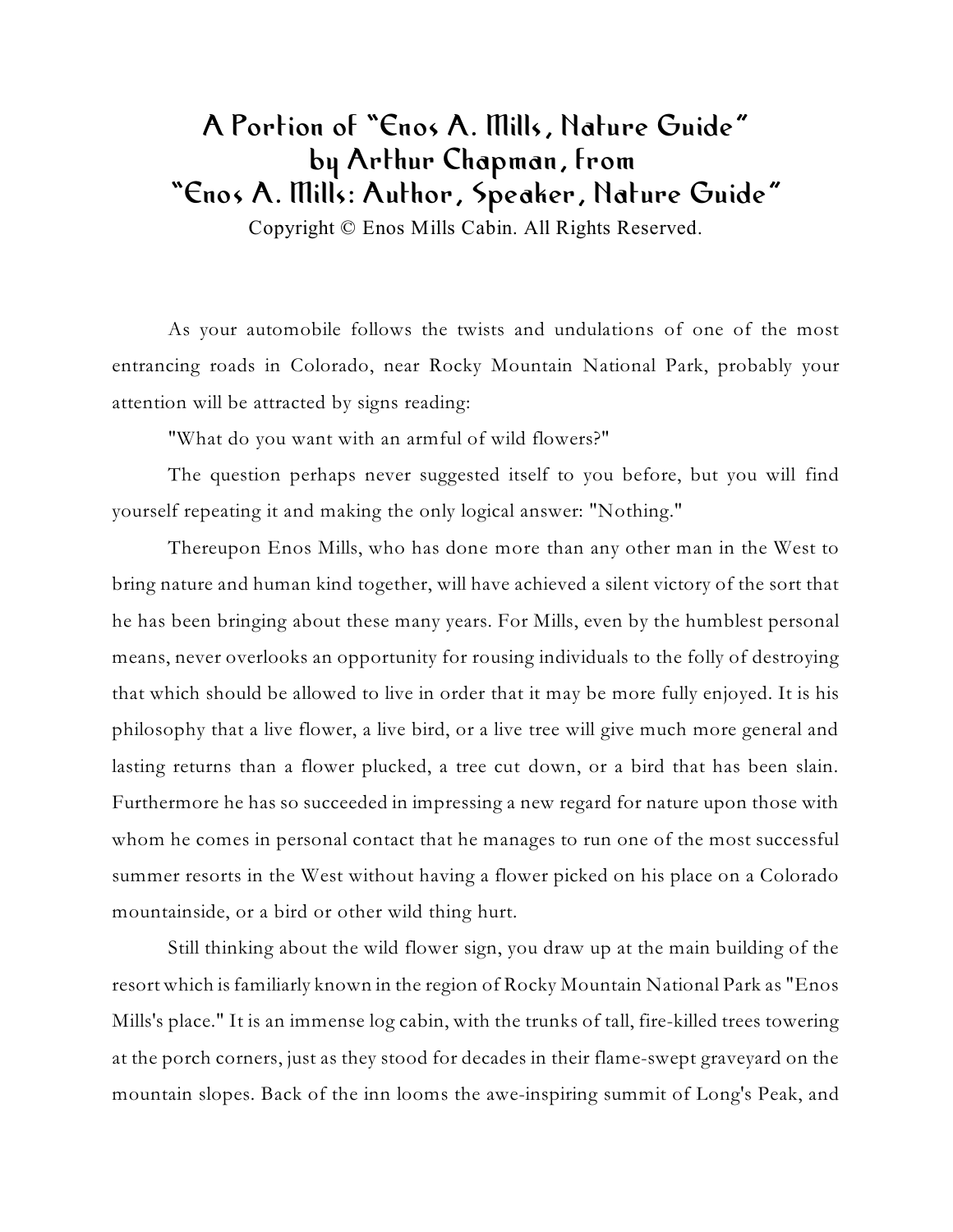# A Portion of "Enos A. Mills, Nature Guide" by Arthur Chapman, from "Enos A. Mills: Author, Speaker, Nature Guide"

Copyright © Enos Mills Cabin. All Rights Reserved.

As your automobile follows the twists and undulations of one of the most entrancing roads in Colorado, near Rocky Mountain National Park, probably your attention will be attracted by signs reading:

"What do you want with an armful of wild flowers?"

The question perhaps never suggested itself to you before, but you will find yourself repeating it and making the only logical answer: "Nothing."

Thereupon Enos Mills, who has done more than any other man in the West to bring nature and human kind together, will have achieved a silent victory of the sort that he has been bringing about these many years. For Mills, even by the humblest personal means, never overlooks an opportunity for rousing individuals to the folly of destroying that which should be allowed to live in order that it may be more fully enjoyed. It is his philosophy that a live flower, a live bird, or a live tree will give much more general and lasting returns than a flower plucked, a tree cut down, or a bird that has been slain. Furthermore he has so succeeded in impressing a new regard for nature upon those with whom he comes in personal contact that he manages to run one of the most successful summer resorts in the West without having a flower picked on his place on a Colorado mountainside, or a bird or other wild thing hurt.

Still thinking about the wild flower sign, you draw up at the main building of the resort which is familiarly known in the region of Rocky Mountain National Park as "Enos Mills's place." It is an immense log cabin, with the trunks of tall, fire-killed trees towering at the porch corners, just as they stood for decades in their flame-swept graveyard on the mountain slopes. Back of the inn looms the awe-inspiring summit of Long's Peak, and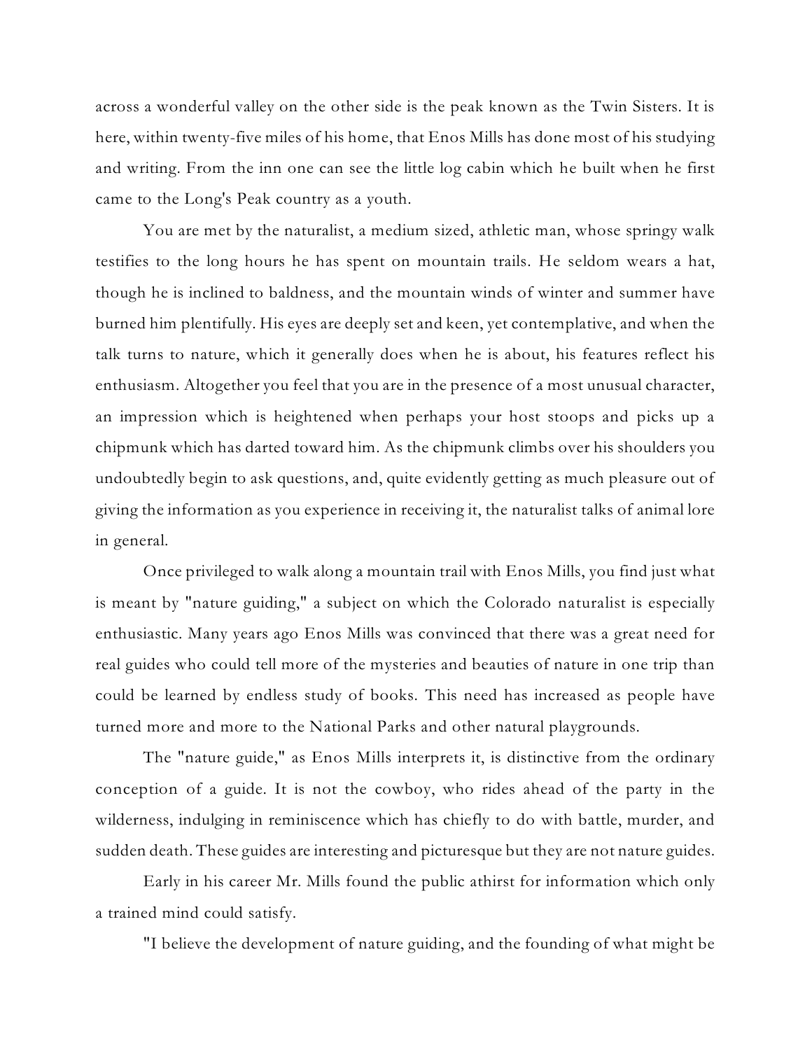across a wonderful valley on the other side is the peak known as the Twin Sisters. It is here, within twenty-five miles of his home, that Enos Mills has done most of his studying and writing. From the inn one can see the little log cabin which he built when he first came to the Long's Peak country as a youth.

You are met by the naturalist, a medium sized, athletic man, whose springy walk testifies to the long hours he has spent on mountain trails. He seldom wears a hat, though he is inclined to baldness, and the mountain winds of winter and summer have burned him plentifully. His eyes are deeply set and keen, yet contemplative, and when the talk turns to nature, which it generally does when he is about, his features reflect his enthusiasm. Altogether you feel that you are in the presence of a most unusual character, an impression which is heightened when perhaps your host stoops and picks up a chipmunk which has darted toward him. As the chipmunk climbs over his shoulders you undoubtedly begin to ask questions, and, quite evidently getting as much pleasure out of giving the information as you experience in receiving it, the naturalist talks of animal lore in general.

Once privileged to walk along a mountain trail with Enos Mills, you find just what is meant by "nature guiding," a subject on which the Colorado naturalist is especially enthusiastic. Many years ago Enos Mills was convinced that there was a great need for real guides who could tell more of the mysteries and beauties of nature in one trip than could be learned by endless study of books. This need has increased as people have turned more and more to the National Parks and other natural playgrounds.

The "nature guide," as Enos Mills interprets it, is distinctive from the ordinary conception of a guide. It is not the cowboy, who rides ahead of the party in the wilderness, indulging in reminiscence which has chiefly to do with battle, murder, and sudden death. These guides are interesting and picturesque but they are not nature guides.

Early in his career Mr. Mills found the public athirst for information which only a trained mind could satisfy.

"I believe the development of nature guiding, and the founding of what might be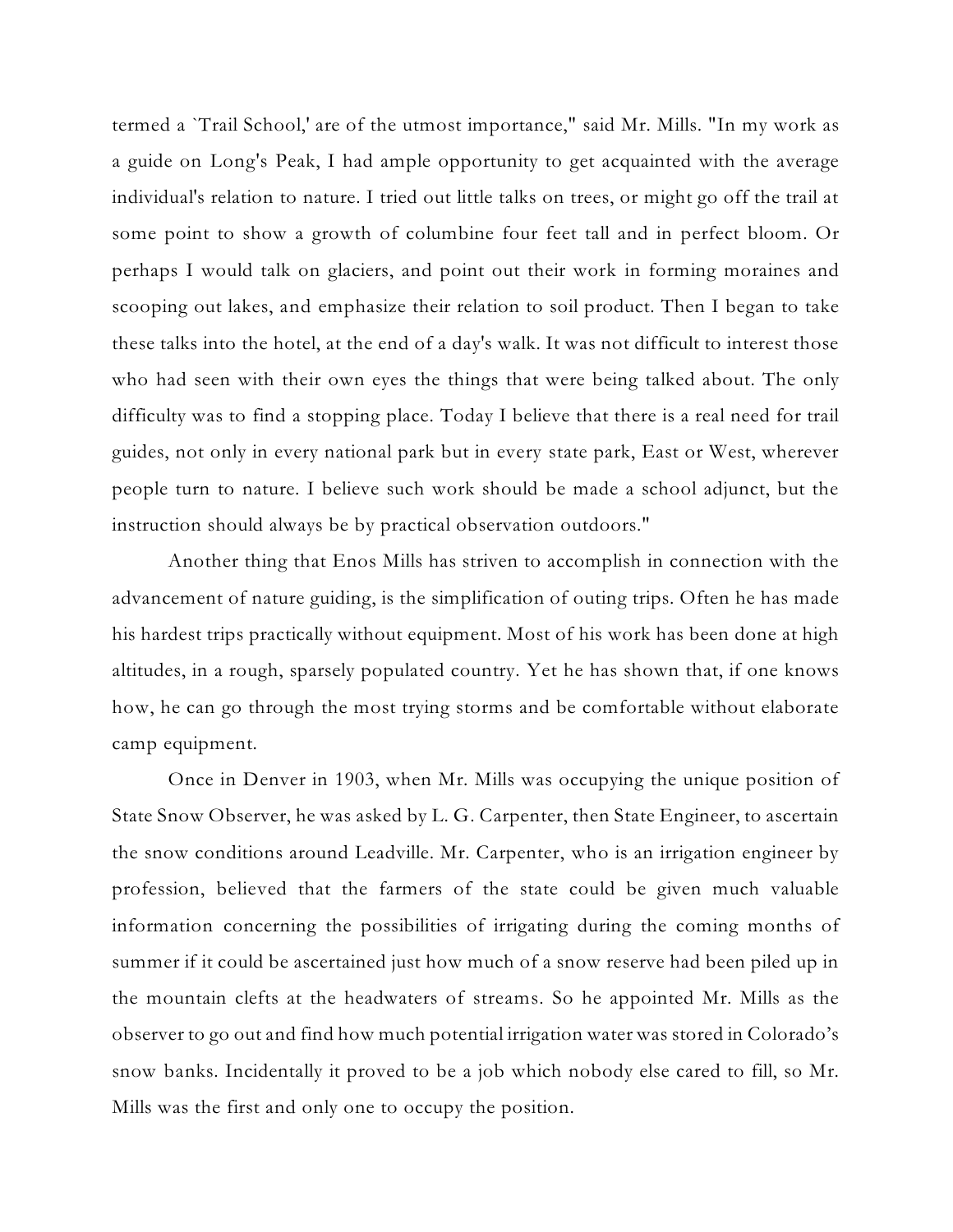termed a `Trail School,' are of the utmost importance," said Mr. Mills. "In my work as a guide on Long's Peak, I had ample opportunity to get acquainted with the average individual's relation to nature. I tried out little talks on trees, or might go off the trail at some point to show a growth of columbine four feet tall and in perfect bloom. Or perhaps I would talk on glaciers, and point out their work in forming moraines and scooping out lakes, and emphasize their relation to soil product. Then I began to take these talks into the hotel, at the end of a day's walk. It was not difficult to interest those who had seen with their own eyes the things that were being talked about. The only difficulty was to find a stopping place. Today I believe that there is a real need for trail guides, not only in every national park but in every state park, East or West, wherever people turn to nature. I believe such work should be made a school adjunct, but the instruction should always be by practical observation outdoors."

Another thing that Enos Mills has striven to accomplish in connection with the advancement of nature guiding, is the simplification of outing trips. Often he has made his hardest trips practically without equipment. Most of his work has been done at high altitudes, in a rough, sparsely populated country. Yet he has shown that, if one knows how, he can go through the most trying storms and be comfortable without elaborate camp equipment.

Once in Denver in 1903, when Mr. Mills was occupying the unique position of State Snow Observer, he was asked by L. G. Carpenter, then State Engineer, to ascertain the snow conditions around Leadville. Mr. Carpenter, who is an irrigation engineer by profession, believed that the farmers of the state could be given much valuable information concerning the possibilities of irrigating during the coming months of summer if it could be ascertained just how much of a snow reserve had been piled up in the mountain clefts at the headwaters of streams. So he appointed Mr. Mills as the observer to go out and find how much potential irrigation water was stored in Colorado's snow banks. Incidentally it proved to be a job which nobody else cared to fill, so Mr. Mills was the first and only one to occupy the position.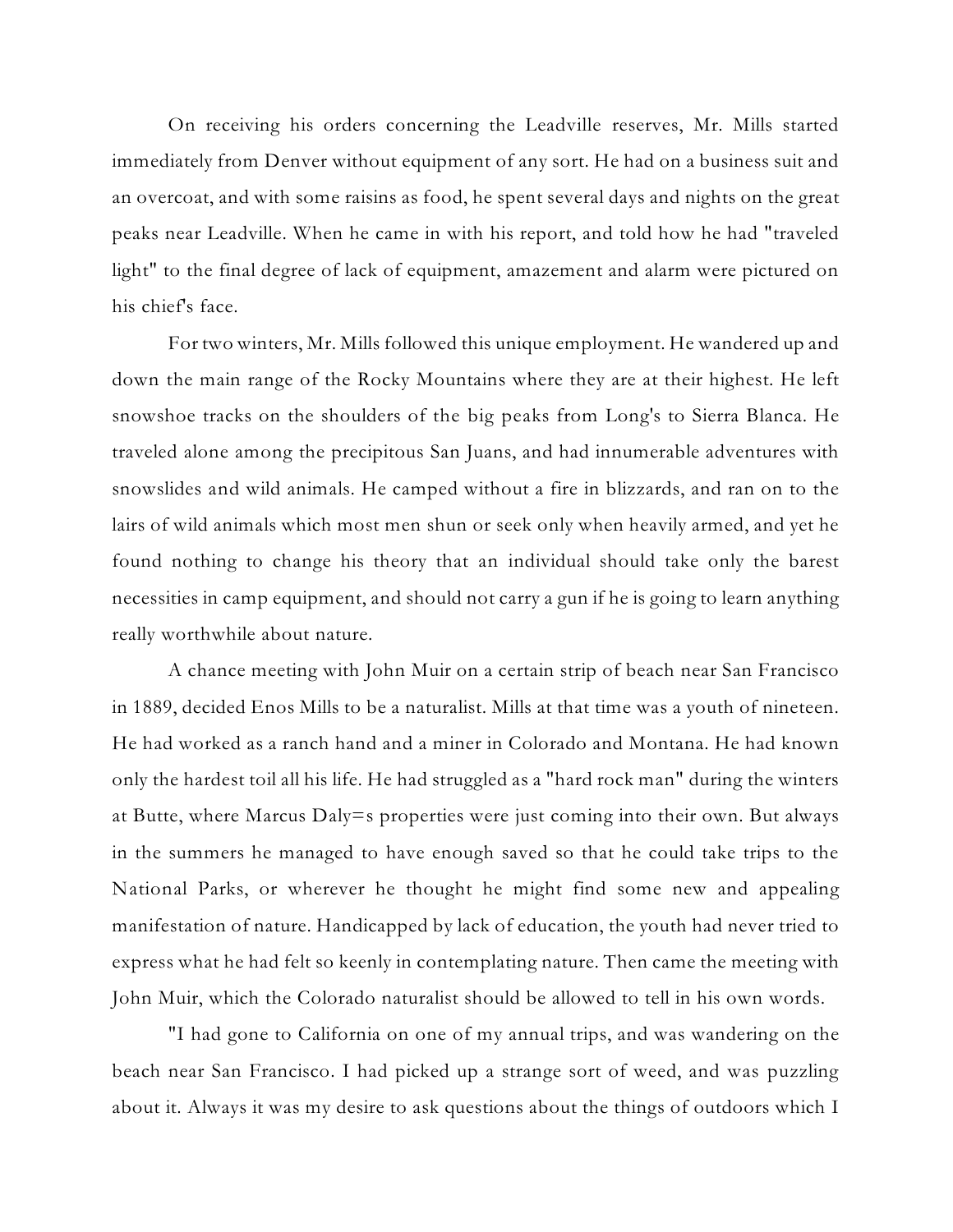On receiving his orders concerning the Leadville reserves, Mr. Mills started immediately from Denver without equipment of any sort. He had on a business suit and an overcoat, and with some raisins as food, he spent several days and nights on the great peaks near Leadville. When he came in with his report, and told how he had "traveled light" to the final degree of lack of equipment, amazement and alarm were pictured on his chief's face.

For two winters, Mr. Mills followed this unique employment. He wandered up and down the main range of the Rocky Mountains where they are at their highest. He left snowshoe tracks on the shoulders of the big peaks from Long's to Sierra Blanca. He traveled alone among the precipitous San Juans, and had innumerable adventures with snowslides and wild animals. He camped without a fire in blizzards, and ran on to the lairs of wild animals which most men shun or seek only when heavily armed, and yet he found nothing to change his theory that an individual should take only the barest necessities in camp equipment, and should not carry a gun if he is going to learn anything really worthwhile about nature.

A chance meeting with John Muir on a certain strip of beach near San Francisco in 1889, decided Enos Mills to be a naturalist. Mills at that time was a youth of nineteen. He had worked as a ranch hand and a miner in Colorado and Montana. He had known only the hardest toil all his life. He had struggled as a "hard rock man" during the winters at Butte, where Marcus Daly=s properties were just coming into their own. But always in the summers he managed to have enough saved so that he could take trips to the National Parks, or wherever he thought he might find some new and appealing manifestation of nature. Handicapped by lack of education, the youth had never tried to express what he had felt so keenly in contemplating nature. Then came the meeting with John Muir, which the Colorado naturalist should be allowed to tell in his own words.

"I had gone to California on one of my annual trips, and was wandering on the beach near San Francisco. I had picked up a strange sort of weed, and was puzzling about it. Always it was my desire to ask questions about the things of outdoors which I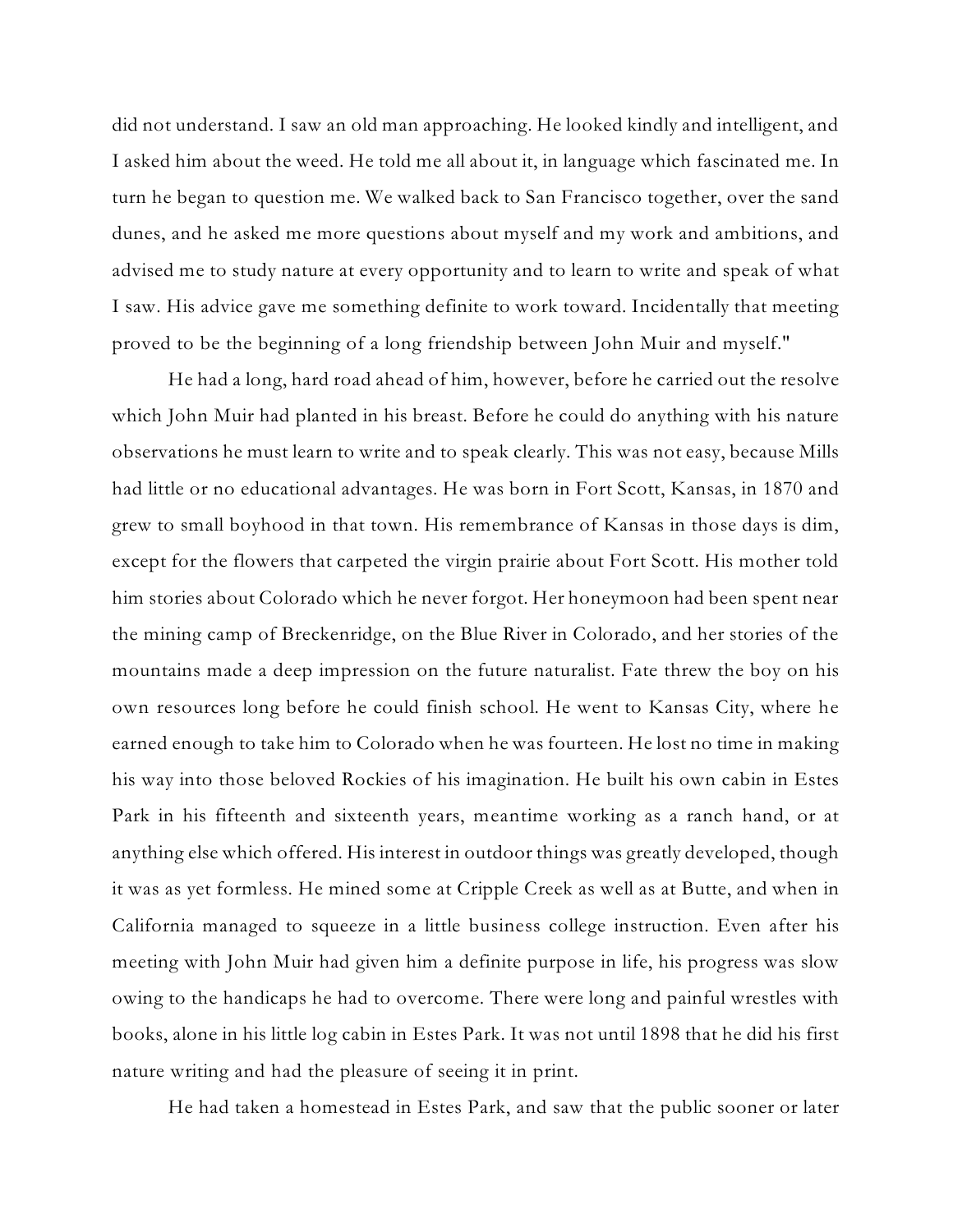did not understand. I saw an old man approaching. He looked kindly and intelligent, and I asked him about the weed. He told me all about it, in language which fascinated me. In turn he began to question me. We walked back to San Francisco together, over the sand dunes, and he asked me more questions about myself and my work and ambitions, and advised me to study nature at every opportunity and to learn to write and speak of what I saw. His advice gave me something definite to work toward. Incidentally that meeting proved to be the beginning of a long friendship between John Muir and myself."

He had a long, hard road ahead of him, however, before he carried out the resolve which John Muir had planted in his breast. Before he could do anything with his nature observations he must learn to write and to speak clearly. This was not easy, because Mills had little or no educational advantages. He was born in Fort Scott, Kansas, in 1870 and grew to small boyhood in that town. His remembrance of Kansas in those days is dim, except for the flowers that carpeted the virgin prairie about Fort Scott. His mother told him stories about Colorado which he never forgot. Her honeymoon had been spent near the mining camp of Breckenridge, on the Blue River in Colorado, and her stories of the mountains made a deep impression on the future naturalist. Fate threw the boy on his own resources long before he could finish school. He went to Kansas City, where he earned enough to take him to Colorado when he was fourteen. He lost no time in making his way into those beloved Rockies of his imagination. He built his own cabin in Estes Park in his fifteenth and sixteenth years, meantime working as a ranch hand, or at anything else which offered. His interest in outdoor things was greatly developed, though it was as yet formless. He mined some at Cripple Creek as well as at Butte, and when in California managed to squeeze in a little business college instruction. Even after his meeting with John Muir had given him a definite purpose in life, his progress was slow owing to the handicaps he had to overcome. There were long and painful wrestles with books, alone in his little log cabin in Estes Park. It was not until 1898 that he did his first nature writing and had the pleasure of seeing it in print.

He had taken a homestead in Estes Park, and saw that the public sooner or later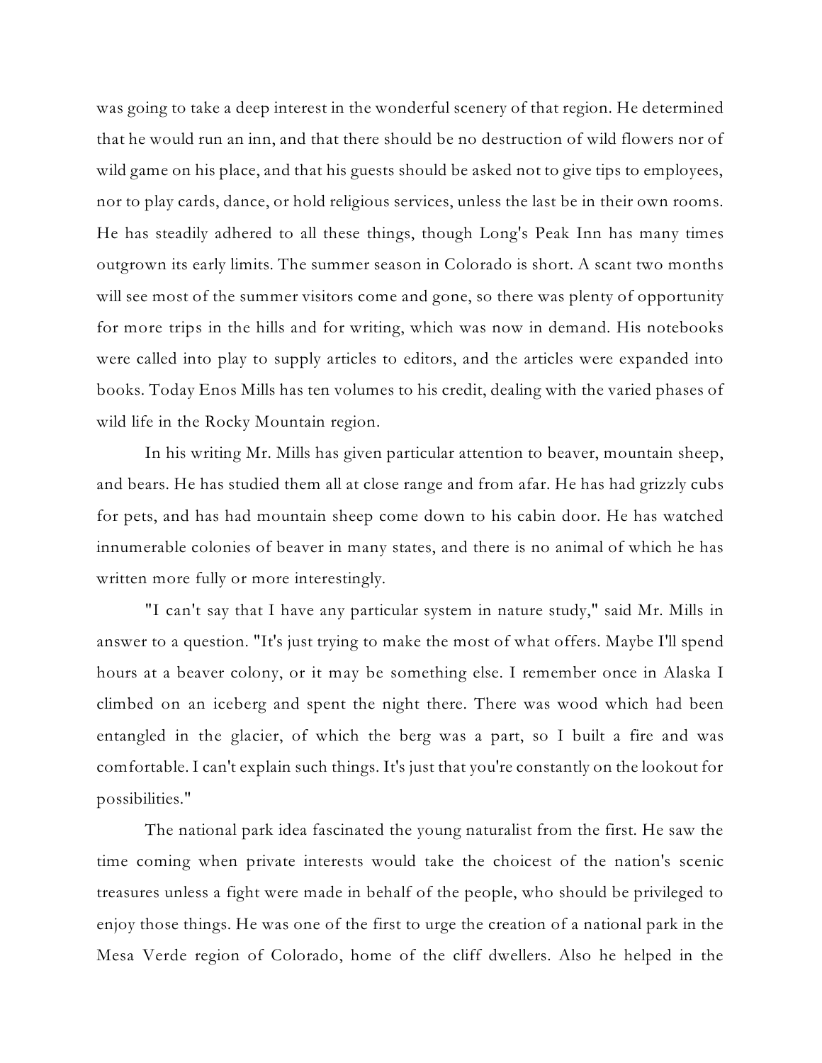was going to take a deep interest in the wonderful scenery of that region. He determined that he would run an inn, and that there should be no destruction of wild flowers nor of wild game on his place, and that his guests should be asked not to give tips to employees, nor to play cards, dance, or hold religious services, unless the last be in their own rooms. He has steadily adhered to all these things, though Long's Peak Inn has many times outgrown its early limits. The summer season in Colorado is short. A scant two months will see most of the summer visitors come and gone, so there was plenty of opportunity for more trips in the hills and for writing, which was now in demand. His notebooks were called into play to supply articles to editors, and the articles were expanded into books. Today Enos Mills has ten volumes to his credit, dealing with the varied phases of wild life in the Rocky Mountain region.

In his writing Mr. Mills has given particular attention to beaver, mountain sheep, and bears. He has studied them all at close range and from afar. He has had grizzly cubs for pets, and has had mountain sheep come down to his cabin door. He has watched innumerable colonies of beaver in many states, and there is no animal of which he has written more fully or more interestingly.

"I can't say that I have any particular system in nature study," said Mr. Mills in answer to a question. "It's just trying to make the most of what offers. Maybe I'll spend hours at a beaver colony, or it may be something else. I remember once in Alaska I climbed on an iceberg and spent the night there. There was wood which had been entangled in the glacier, of which the berg was a part, so I built a fire and was comfortable. I can't explain such things. It's just that you're constantly on the lookout for possibilities."

The national park idea fascinated the young naturalist from the first. He saw the time coming when private interests would take the choicest of the nation's scenic treasures unless a fight were made in behalf of the people, who should be privileged to enjoy those things. He was one of the first to urge the creation of a national park in the Mesa Verde region of Colorado, home of the cliff dwellers. Also he helped in the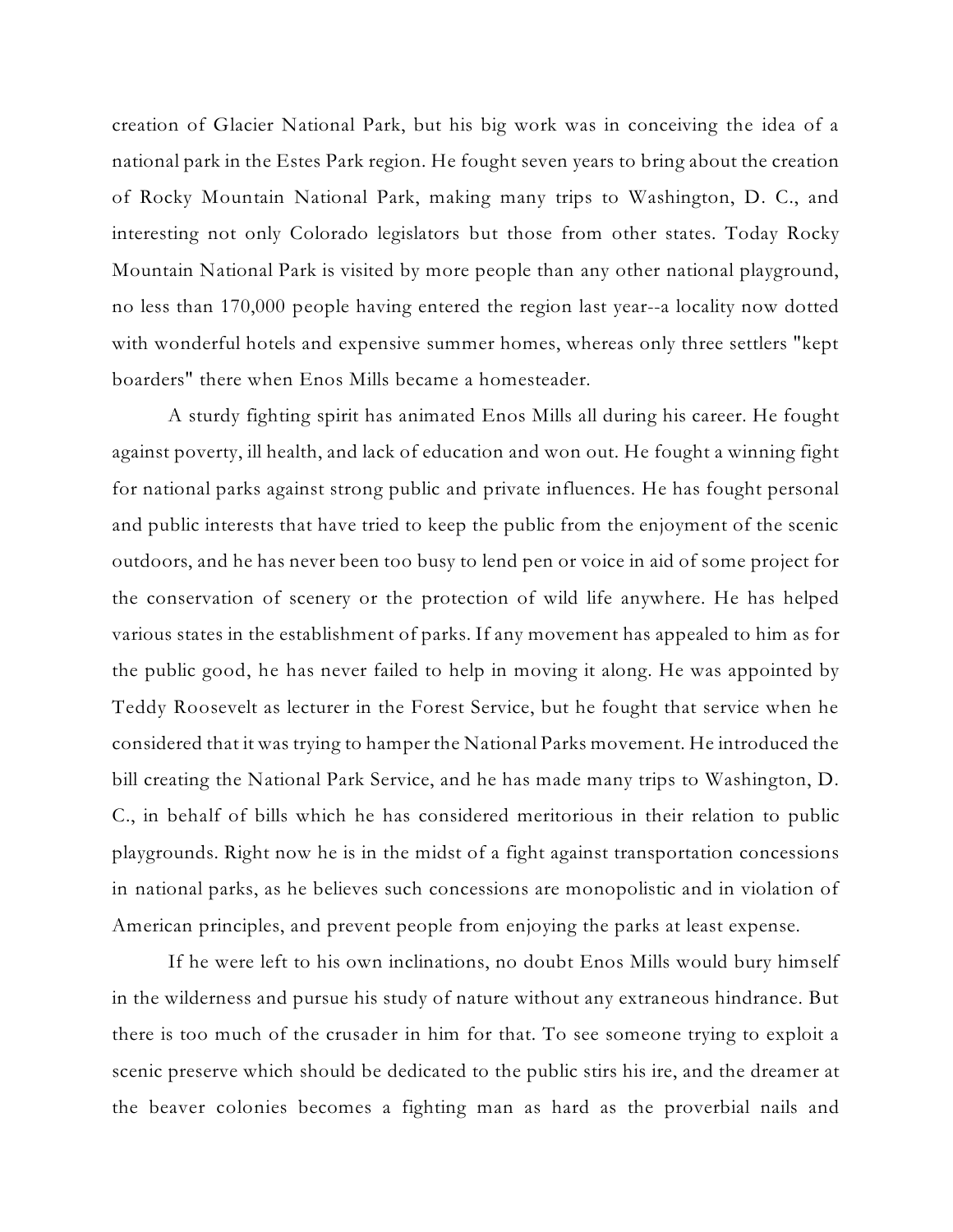creation of Glacier National Park, but his big work was in conceiving the idea of a national park in the Estes Park region. He fought seven years to bring about the creation of Rocky Mountain National Park, making many trips to Washington, D. C., and interesting not only Colorado legislators but those from other states. Today Rocky Mountain National Park is visited by more people than any other national playground, no less than 170,000 people having entered the region last year--a locality now dotted with wonderful hotels and expensive summer homes, whereas only three settlers "kept boarders" there when Enos Mills became a homesteader.

A sturdy fighting spirit has animated Enos Mills all during his career. He fought against poverty, ill health, and lack of education and won out. He fought a winning fight for national parks against strong public and private influences. He has fought personal and public interests that have tried to keep the public from the enjoyment of the scenic outdoors, and he has never been too busy to lend pen or voice in aid of some project for the conservation of scenery or the protection of wild life anywhere. He has helped various states in the establishment of parks. If any movement has appealed to him as for the public good, he has never failed to help in moving it along. He was appointed by Teddy Roosevelt as lecturer in the Forest Service, but he fought that service when he considered that it was trying to hamper the National Parks movement. He introduced the bill creating the National Park Service, and he has made many trips to Washington, D. C., in behalf of bills which he has considered meritorious in their relation to public playgrounds. Right now he is in the midst of a fight against transportation concessions in national parks, as he believes such concessions are monopolistic and in violation of American principles, and prevent people from enjoying the parks at least expense.

If he were left to his own inclinations, no doubt Enos Mills would bury himself in the wilderness and pursue his study of nature without any extraneous hindrance. But there is too much of the crusader in him for that. To see someone trying to exploit a scenic preserve which should be dedicated to the public stirs his ire, and the dreamer at the beaver colonies becomes a fighting man as hard as the proverbial nails and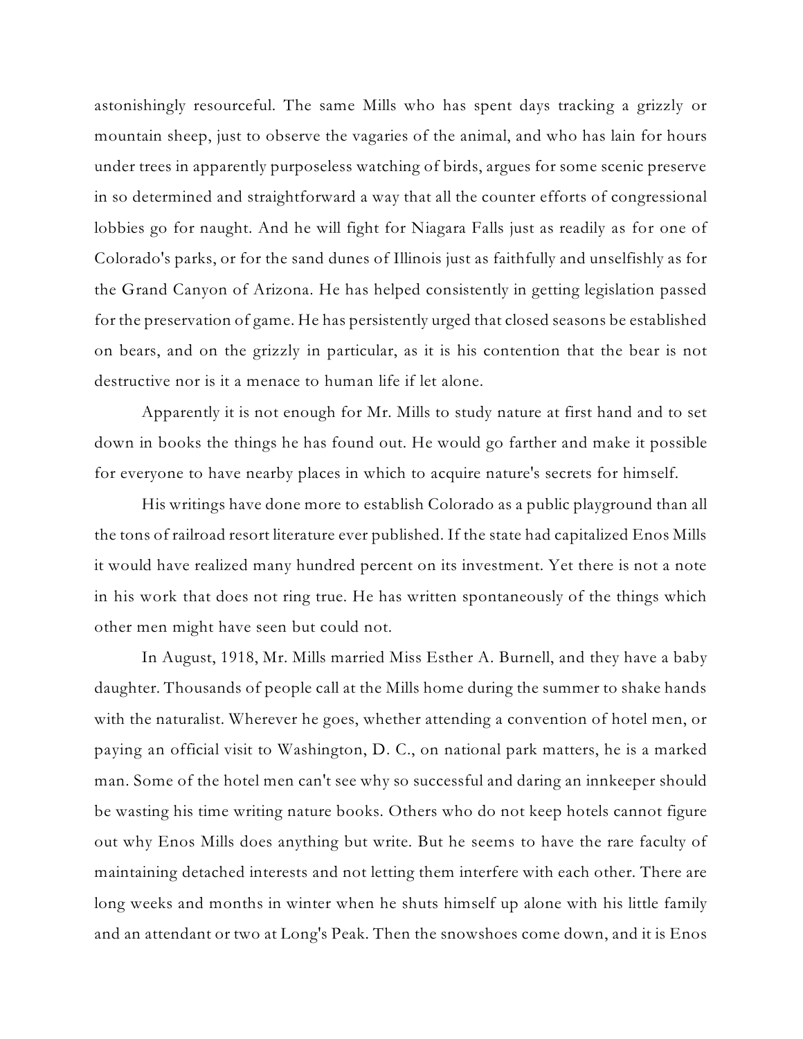astonishingly resourceful. The same Mills who has spent days tracking a grizzly or mountain sheep, just to observe the vagaries of the animal, and who has lain for hours under trees in apparently purposeless watching of birds, argues for some scenic preserve in so determined and straightforward a way that all the counter efforts of congressional lobbies go for naught. And he will fight for Niagara Falls just as readily as for one of Colorado's parks, or for the sand dunes of Illinois just as faithfully and unselfishly as for the Grand Canyon of Arizona. He has helped consistently in getting legislation passed for the preservation of game. He has persistently urged that closed seasons be established on bears, and on the grizzly in particular, as it is his contention that the bear is not destructive nor is it a menace to human life if let alone.

Apparently it is not enough for Mr. Mills to study nature at first hand and to set down in books the things he has found out. He would go farther and make it possible for everyone to have nearby places in which to acquire nature's secrets for himself.

His writings have done more to establish Colorado as a public playground than all the tons of railroad resort literature ever published. If the state had capitalized Enos Mills it would have realized many hundred percent on its investment. Yet there is not a note in his work that does not ring true. He has written spontaneously of the things which other men might have seen but could not.

In August, 1918, Mr. Mills married Miss Esther A. Burnell, and they have a baby daughter. Thousands of people call at the Mills home during the summer to shake hands with the naturalist. Wherever he goes, whether attending a convention of hotel men, or paying an official visit to Washington, D. C., on national park matters, he is a marked man. Some of the hotel men can't see why so successful and daring an innkeeper should be wasting his time writing nature books. Others who do not keep hotels cannot figure out why Enos Mills does anything but write. But he seems to have the rare faculty of maintaining detached interests and not letting them interfere with each other. There are long weeks and months in winter when he shuts himself up alone with his little family and an attendant or two at Long's Peak. Then the snowshoes come down, and it is Enos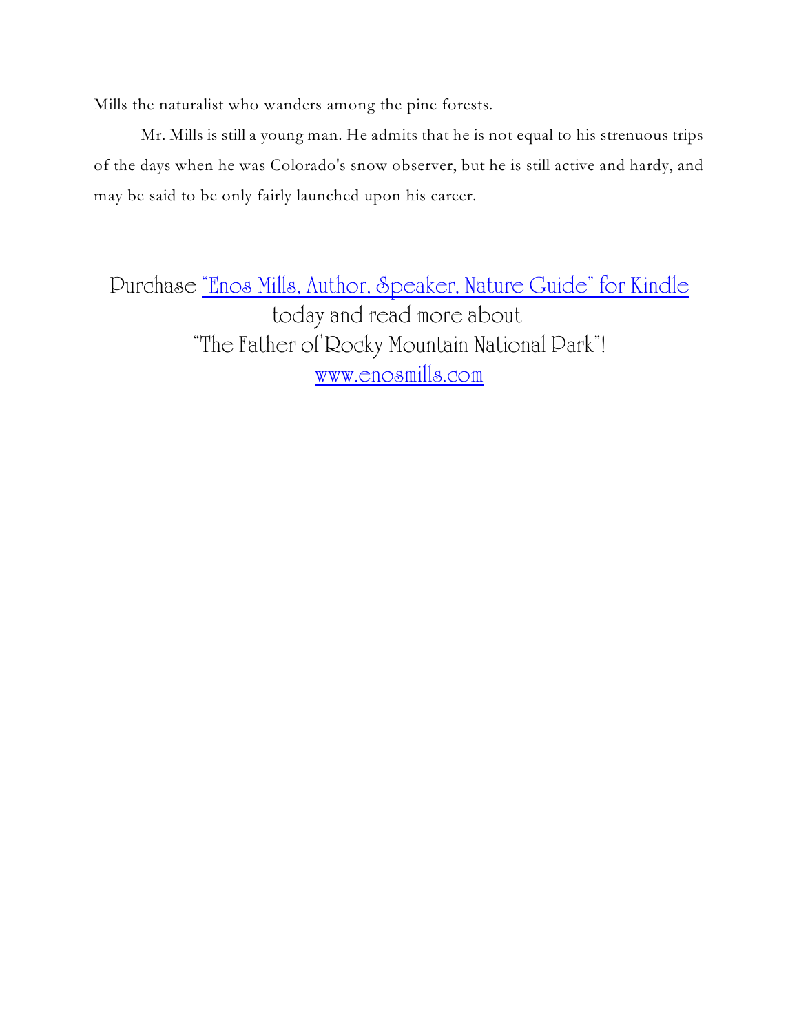Mills the naturalist who wanders among the pine forests.

Mr. Mills is still a young man. He admits that he is not equal to his strenuous trips of the days when he was Colorado's snow observer, but he is still active and hardy, and may be said to be only fairly launched upon his career.

Purchase "Enos Mills, Author, Speaker, Nature Guide" for Kindle
today and read more about
"The Father of Rocky Mountain National Park"!
www.enosmills.com